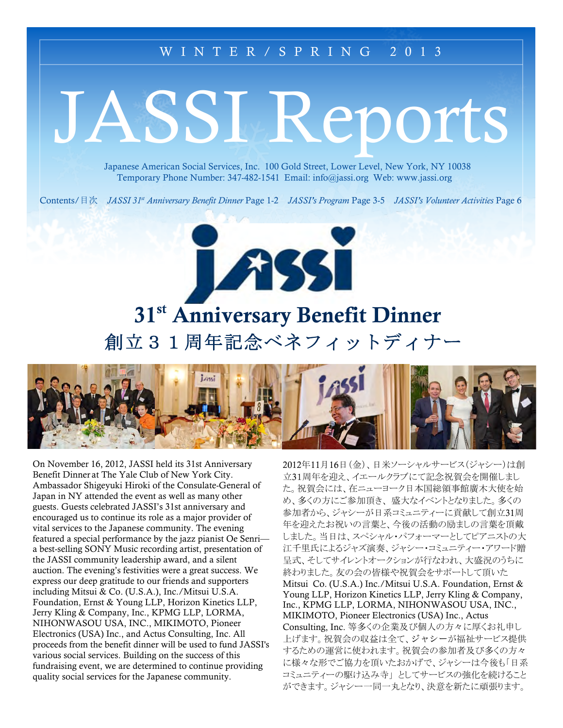WINTER/SPRING 2013

# JASSI Reports

Japanese American Social Services, Inc. 100 Gold Street, Lower Level, New York, NY 10038
Temporary Phone Number: 347-482-1541 Email: info@jassi.org Web: www.jassi.org

Contents/目次 *JASSI 31st Anniversary Benefit Dinner* Page 1-2 *JASSI's Program* Page 3-5 *JASSI's Volunteer Activities* Page 6

## 31st Anniversary Benefit Dinner
## 創立３１周年記念ベネフィットディナー

On November 16, 2012, JASSI held its 31st Anniversary Benefit Dinner at The Yale Club of New York City. Ambassador Shigeyuki Hiroki of the Consulate-General of Japan in NY attended the event as well as many other guests. Guests celebrated JASSI's 31st anniversary and encouraged us to continue its role as a major provider of vital services to the Japanese community. The evening featured a special performance by the jazz pianist Oe Senri—a best-selling SONY Music recording artist, presentation of the JASSI community leadership award, and a silent auction. The evening's festivities were a great success. We express our deep gratitude to our friends and supporters including Mitsui & Co. (U.S.A.), Inc./Mitsui U.S.A. Foundation, Ernst & Young LLP, Horizon Kinetics LLP, Jerry Kling & Company, Inc., KPMG LLP, LORMA, NIHONWASOU USA, INC., MIKIMOTO, Pioneer Electronics (USA) Inc., and Actus Consulting, Inc. All proceeds from the benefit dinner will be used to fund JASSI's various social services. Building on the success of this fundraising event, we are determined to continue providing quality social services for the Japanese community.

2012年11月16日（金）、日米ソーシャルサービス（ジャシー）は創立31周年を迎え、イエールクラブにて記念祝賀会を開催しました。祝賀会には、在ニューヨーク日本国総領事館廣木大使を始め、多くの方にご参加頂き、盛大なイベントとなりました。多くの参加者から、ジャシーが日系コミュニティーに貢献して創立31周年を迎えたお祝いの言葉と、今後の活動の励ましの言葉を頂戴しました。当日は、スペシャル・パフォーマーとしてピアニストの大江千里氏によるジャズ演奏、ジャシー・コミュニティー・アワード贈呈式、そしてサイレントオークションが行なわれ、大盛況のうちに終わりました。友の会の皆様や祝賀会をサポートして頂いたMitsui Co. (U.S.A.) Inc./Mitsui U.S.A. Foundation, Ernst & Young LLP, Horizon Kinetics LLP, Jerry Kling & Company, Inc., KPMG LLP, LORMA, NIHONWASOU USA, INC., MIKIMOTO, Pioneer Electronics (USA) Inc., Actus Consulting, Inc. 等多くの企業及び個人の方々に厚くお礼申し上げます。祝賀会の収益は全て、ジャシーが福祉サービス提供するための運営に使われます。祝賀会の参加者及び多くの方々に様々な形でご協力を頂いたおかげで、ジャシーは今後も「日系コミュニティーの駆け込み寺」としてサービスの強化を続けることができます。ジャシー一同一丸となり、決意を新たに頑張ります。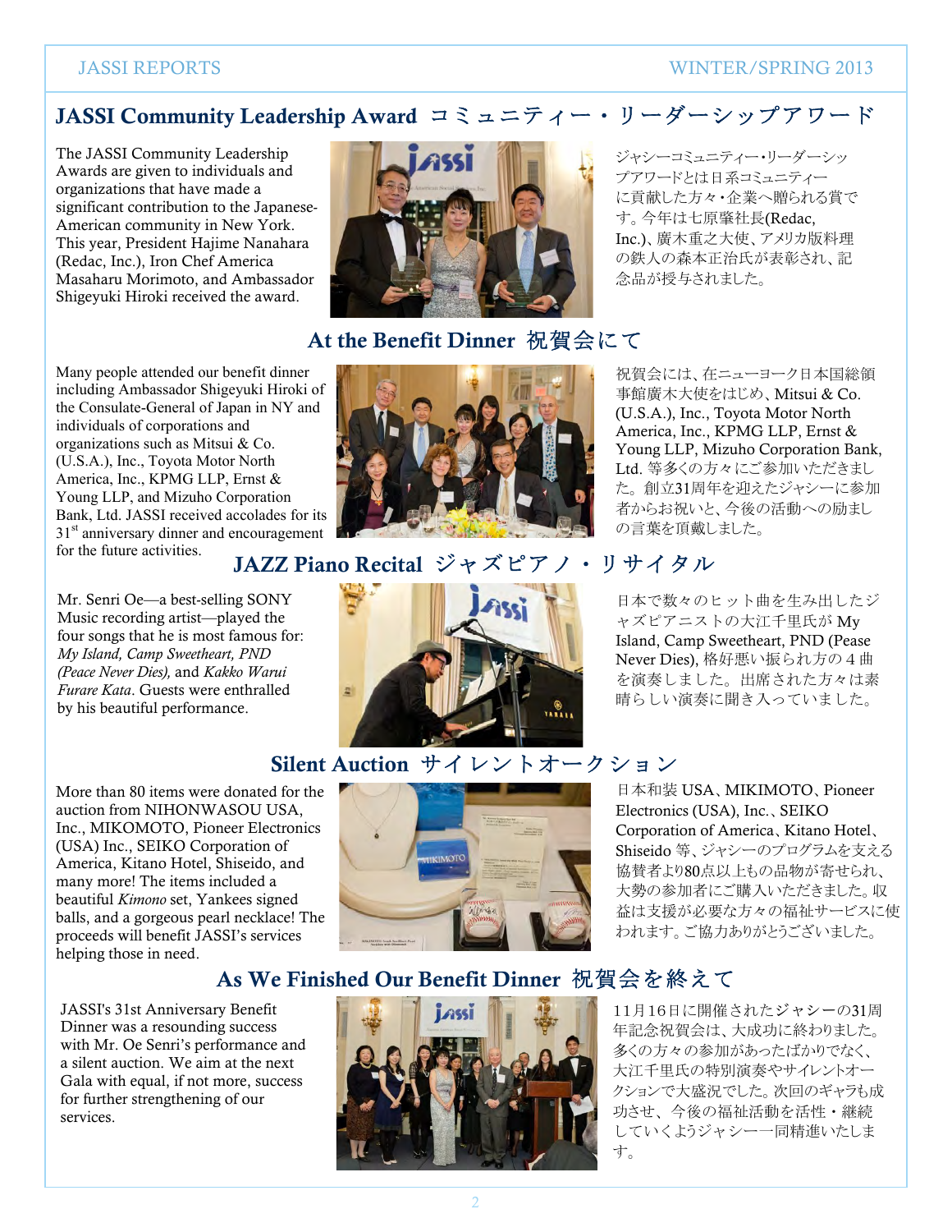## JASSI Community Leadership Award コミュニティー・リーダーシップアワード

The JASSI Community Leadership Awards are given to individuals and organizations that have made a significant contribution to the Japanese-American community in New York. This year, President Hajime Nanahara (Redac, Inc.), Iron Chef America Masaharu Morimoto, and Ambassador Shigeyuki Hiroki received the award.

ジャシーコミュニティー・リーダーシップアワードとは日系コミュニティーに貢献した方々・企業へ贈られる賞です。今年は七原肇社長(Redac, Inc.)、廣木重之大使、アメリカ版料理の鉄人の森本正治氏が表彰され、記念品が授与されました。

## At the Benefit Dinner 祝賀会にて

Many people attended our benefit dinner including Ambassador Shigeyuki Hiroki of the Consulate-General of Japan in NY and individuals of corporations and organizations such as Mitsui & Co. (U.S.A.), Inc., Toyota Motor North America, Inc., KPMG LLP, Ernst & Young LLP, and Mizuho Corporation Bank, Ltd. JASSI received accolades for its 31st anniversary dinner and encouragement for the future activities.

祝賀会には、在ニューヨーク日本国総領事館廣木大使をはじめ、Mitsui & Co. (U.S.A.), Inc., Toyota Motor North America, Inc., KPMG LLP, Ernst & Young LLP, Mizuho Corporation Bank, Ltd. 等多くの方々にご参加いただきました。創立31周年を迎えたジャシーに参加者からお祝いと、今後の活動への励ましの言葉を頂戴しました。

## JAZZ Piano Recital ジャズピアノ・リサイタル

Mr. Senri Oe—a best-selling SONY Music recording artist—played the four songs that he is most famous for: *My Island, Camp Sweetheart, PND (Peace Never Dies),* and *Kakko Warui Furare Kata*. Guests were enthralled by his beautiful performance.

日本で数々のヒット曲を生み出したジャズピアニストの大江千里氏が My Island, Camp Sweetheart, PND (Pease Never Dies), 格好悪い振られ方の４曲を演奏しました。出席された方々は素晴らしい演奏に聞き入っていました。

## Silent Auction サイレントオークション

More than 80 items were donated for the auction from NIHONWASOU USA, Inc., MIKOMOTO, Pioneer Electronics (USA) Inc., SEIKO Corporation of America, Kitano Hotel, Shiseido, and many more! The items included a beautiful *Kimono* set, Yankees signed balls, and a gorgeous pearl necklace! The proceeds will benefit JASSI's services helping those in need.

日本和装 USA、MIKIMOTO、Pioneer Electronics (USA), Inc.、SEIKO Corporation of America、Kitano Hotel、Shiseido 等、ジャシーのプログラムを支える協賛者より80点以上もの品物が寄せられ、大勢の参加者にご購入いただきました。収益は支援が必要な方々の福祉サービスに使われます。ご協力ありがとうございました。

## As We Finished Our Benefit Dinner 祝賀会を終えて

JASSI's 31st Anniversary Benefit Dinner was a resounding success with Mr. Oe Senri's performance and a silent auction. We aim at the next Gala with equal, if not more, success for further strengthening of our services.

11月16日に開催されたジャシーの31周年記念祝賀会は、大成功に終わりました。多くの方々の参加があったばかりでなく、大江千里氏の特別演奏やサイレントオークションで大盛況でした。次回のギャラも成功させ、今後の福祉活動を活性・継続していくようジャシー一同精進いたします。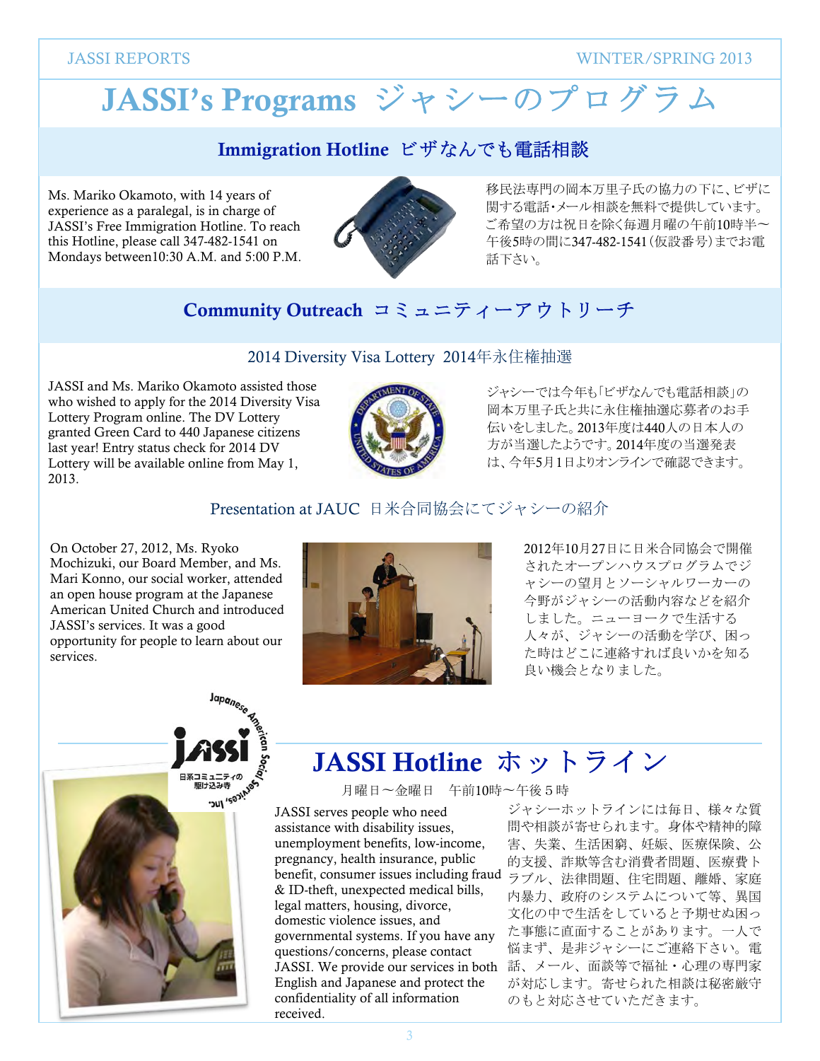# JASSI's Programs ジャシーのプログラム

## Immigration Hotline ビザなんでも電話相談

Ms. Mariko Okamoto, with 14 years of experience as a paralegal, is in charge of JASSI's Free Immigration Hotline. To reach this Hotline, please call 347-482-1541 on Mondays between10:30 A.M. and 5:00 P.M.

移民法専門の岡本万里子氏の協力の下に、ビザに関する電話・メール相談を無料で提供しています。ご希望の方は祝日を除く毎週月曜の午前10時半〜午後5時の間に347-482-1541（仮設番号）までお電話下さい。

## Community Outreach コミュニティーアウトリーチ

### 2014 Diversity Visa Lottery 2014年永住権抽選

JASSI and Ms. Mariko Okamoto assisted those who wished to apply for the 2014 Diversity Visa Lottery Program online. The DV Lottery granted Green Card to 440 Japanese citizens last year! Entry status check for 2014 DV Lottery will be available online from May 1, 2013.

ジャシーでは今年も「ビザなんでも電話相談」の岡本万里子氏と共に永住権抽選応募者のお手伝いをしました。2013年度は440人の日本人の方が当選したようです。2014年度の当選発表は、今年5月1日よりオンラインで確認できます。

### Presentation at JAUC 日米合同協会にてジャシーの紹介

On October 27, 2012, Ms. Ryoko Mochizuki, our Board Member, and Ms. Mari Konno, our social worker, attended an open house program at the Japanese American United Church and introduced JASSI's services. It was a good opportunity for people to learn about our services.

2012年10月27日に日米合同協会で開催されたオープンハウスプログラムでジャシーの望月とソーシャルワーカーの今野がジャシーの活動内容などを紹介しました。ニューヨークで生活する人々が、ジャシーの活動を学び、困った時はどこに連絡すれば良いかを知る良い機会となりました。

## JASSI Hotline ホットライン

月曜日〜金曜日　午前10時〜午後５時

JASSI serves people who need assistance with disability issues, unemployment benefits, low-income, pregnancy, health insurance, public benefit, consumer issues including fraud & ID-theft, unexpected medical bills, legal matters, housing, divorce, domestic violence issues, and governmental systems. If you have any questions/concerns, please contact JASSI. We provide our services in both English and Japanese and protect the confidentiality of all information received.

ジャシーホットラインには毎日、様々な質問や相談が寄せられます。身体や精神的障害、失業、生活困窮、妊娠、医療保険、公的支援、詐欺等含む消費者問題、医療費トラブル、法律問題、住宅問題、離婚、家庭内暴力、政府のシステムについて等、異国文化の中で生活をしていると予期せぬ困った事態に直面することがあります。一人で悩まず、是非ジャシーにご連絡下さい。電話、メール、面談等で福祉・心理の専門家が対応します。寄せられた相談は秘密厳守のもと対応させていただきます。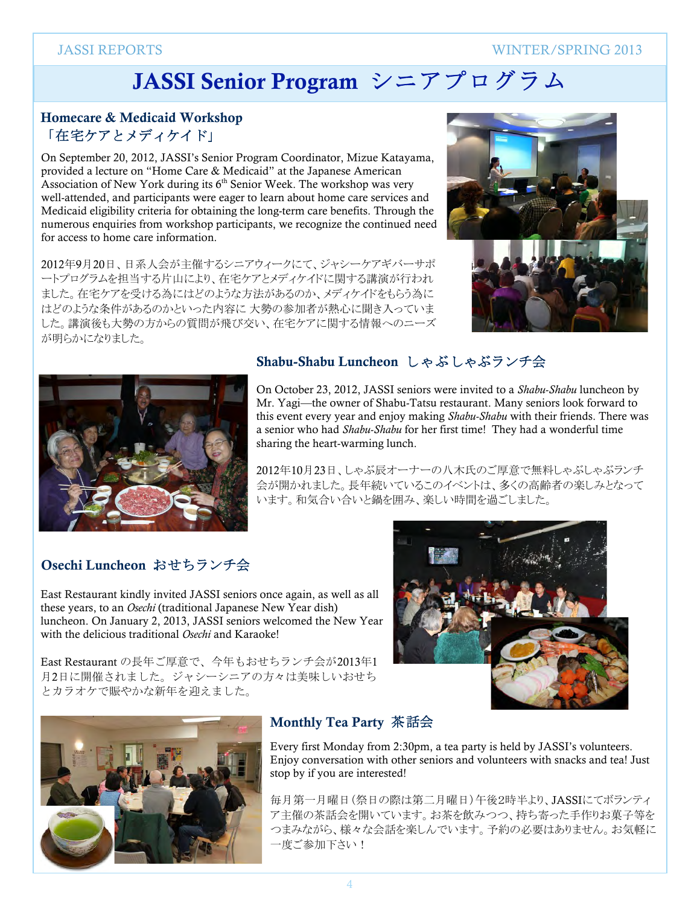# JASSI Senior Program シニアプログラム

## Homecare & Medicaid Workshop 「在宅ケアとメディケイド」

On September 20, 2012, JASSI's Senior Program Coordinator, Mizue Katayama, provided a lecture on "Home Care & Medicaid" at the Japanese American Association of New York during its 6th Senior Week. The workshop was very well-attended, and participants were eager to learn about home care services and Medicaid eligibility criteria for obtaining the long-term care benefits. Through the numerous enquiries from workshop participants, we recognize the continued need for access to home care information.

2012年9月20日、日系人会が主催するシニアウィークにて、ジャシーケアギバーサポートプログラムを担当する片山により、在宅ケアとメディケイドに関する講演が行われました。在宅ケアを受ける為にはどのような方法があるのか、メディケイドをもらう為にはどのような条件があるのかといった内容に 大勢の参加者が熱心に聞き入っていました。講演後も大勢の方からの質問が飛び交い、在宅ケアに関する情報へのニーズが明らかになりました。

## Shabu-Shabu Luncheon しゃぶしゃぶランチ会

On October 23, 2012, JASSI seniors were invited to a *Shabu-Shabu* luncheon by Mr. Yagi—the owner of Shabu-Tatsu restaurant. Many seniors look forward to this event every year and enjoy making *Shabu-Shabu* with their friends. There was a senior who had *Shabu-Shabu* for her first time! They had a wonderful time sharing the heart-warming lunch.

2012年10月23日、しゃぶ辰オーナーの八木氏のご厚意で無料しゃぶしゃぶランチ会が開かれました。長年続いているこのイベントは、多くの高齢者の楽しみとなっています。和気合い合いと鍋を囲み、楽しい時間を過ごしました。

## Osechi Luncheon おせちランチ会

East Restaurant kindly invited JASSI seniors once again, as well as all these years, to an *Osechi* (traditional Japanese New Year dish) luncheon. On January 2, 2013, JASSI seniors welcomed the New Year with the delicious traditional *Osechi* and Karaoke!

East Restaurant の長年ご厚意で、今年もおせちランチ会が2013年1月2日に開催されました。ジャシーシニアの方々は美味しいおせちとカラオケで賑やかな新年を迎えました。

## Monthly Tea Party 茶話会

Every first Monday from 2:30pm, a tea party is held by JASSI's volunteers. Enjoy conversation with other seniors and volunteers with snacks and tea! Just stop by if you are interested!

毎月第一月曜日（祭日の際は第二月曜日）午後2時半より、JASSIにてボランティア主催の茶話会を開いています。お茶を飲みつつ、持ち寄った手作りお菓子等をつまみながら、様々な会話を楽しんでいます。予約の必要はありません。お気軽に一度ご参加下さい！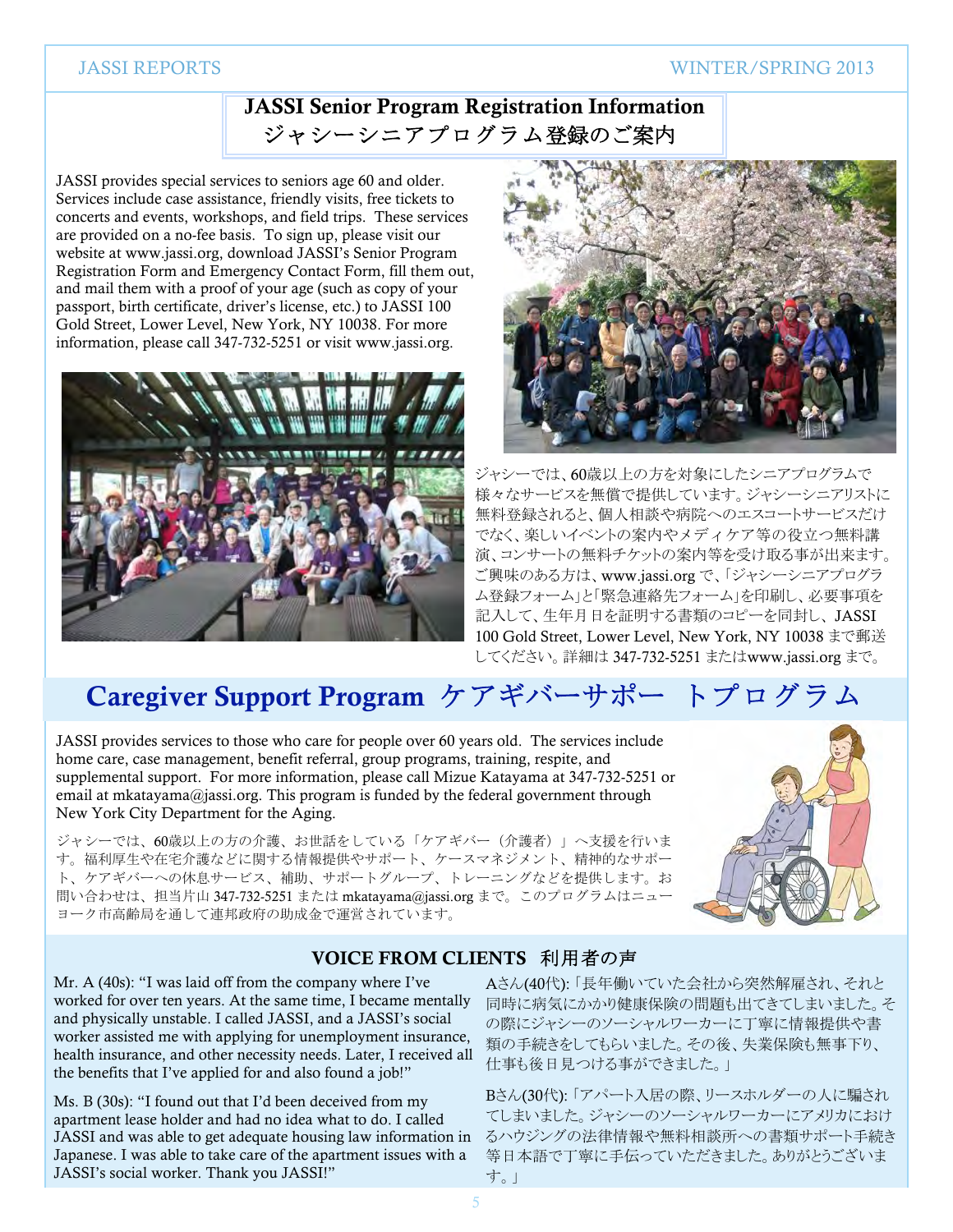## JASSI Senior Program Registration Information
## ジャシーシニアプログラム登録のご案内

JASSI provides special services to seniors age 60 and older. Services include case assistance, friendly visits, free tickets to concerts and events, workshops, and field trips. These services are provided on a no-fee basis. To sign up, please visit our website at www.jassi.org, download JASSI's Senior Program Registration Form and Emergency Contact Form, fill them out, and mail them with a proof of your age (such as copy of your passport, birth certificate, driver's license, etc.) to JASSI 100 Gold Street, Lower Level, New York, NY 10038. For more information, please call 347-732-5251 or visit www.jassi.org.

ジャシーでは、60歳以上の方を対象にしたシニアプログラムで様々なサービスを無償で提供しています。ジャシーシニアリストに無料登録されると、個人相談や病院へのエスコートサービスだけでなく、楽しいイベントの案内やメディケア等の役立つ無料講演、コンサートの無料チケットの案内等を受け取る事が出来ます。ご興味のある方は、www.jassi.org で、「ジャシーシニアプログラム登録フォーム」と「緊急連絡先フォーム」を印刷し、必要事項を記入して、生年月日を証明する書類のコピーを同封し、JASSI 100 Gold Street, Lower Level, New York, NY 10038 まで郵送してください。詳細は 347-732-5251 またはwww.jassi.org まで。

## Caregiver Support Program ケアギバーサポー トプログラム

JASSI provides services to those who care for people over 60 years old. The services include home care, case management, benefit referral, group programs, training, respite, and supplemental support. For more information, please call Mizue Katayama at 347-732-5251 or email at mkatayama@jassi.org. This program is funded by the federal government through New York City Department for the Aging.

ジャシーでは、60歳以上の方の介護、お世話をしている「ケアギバー（介護者）」へ支援を行います。福利厚生や在宅介護などに関する情報提供やサポート、ケースマネジメント、精神的なサポート、ケアギバーへの休息サービス、補助、サポートグループ、トレーニングなどを提供します。お問い合わせは、担当片山 347-732-5251 または mkatayama@jassi.org まで。このプログラムはニューヨーク市高齢局を通して連邦政府の助成金で運営されています。

### VOICE FROM CLIENTS 利用者の声

Mr. A (40s): "I was laid off from the company where I've worked for over ten years. At the same time, I became mentally and physically unstable. I called JASSI, and a JASSI's social worker assisted me with applying for unemployment insurance, health insurance, and other necessity needs. Later, I received all the benefits that I've applied for and also found a job!"

Ms. B (30s): "I found out that I'd been deceived from my apartment lease holder and had no idea what to do. I called JASSI and was able to get adequate housing law information in Japanese. I was able to take care of the apartment issues with a JASSI's social worker. Thank you JASSI!"

Aさん(40代):「長年働いていた会社から突然解雇され、それと同時に病気にかかり健康保険の問題も出てきてしまいました。その際にジャシーのソーシャルワーカーに丁寧に情報提供や書類の手続きをしてもらいました。その後、失業保険も無事下り、仕事も後日見つける事ができました。」

Bさん(30代):「アパート入居の際、リースホルダーの人に騙されてしまいました。ジャシーのソーシャルワーカーにアメリカにおけるハウジングの法律情報や無料相談所への書類サポート手続き等日本語で丁寧に手伝っていただきました。ありがとうございます。」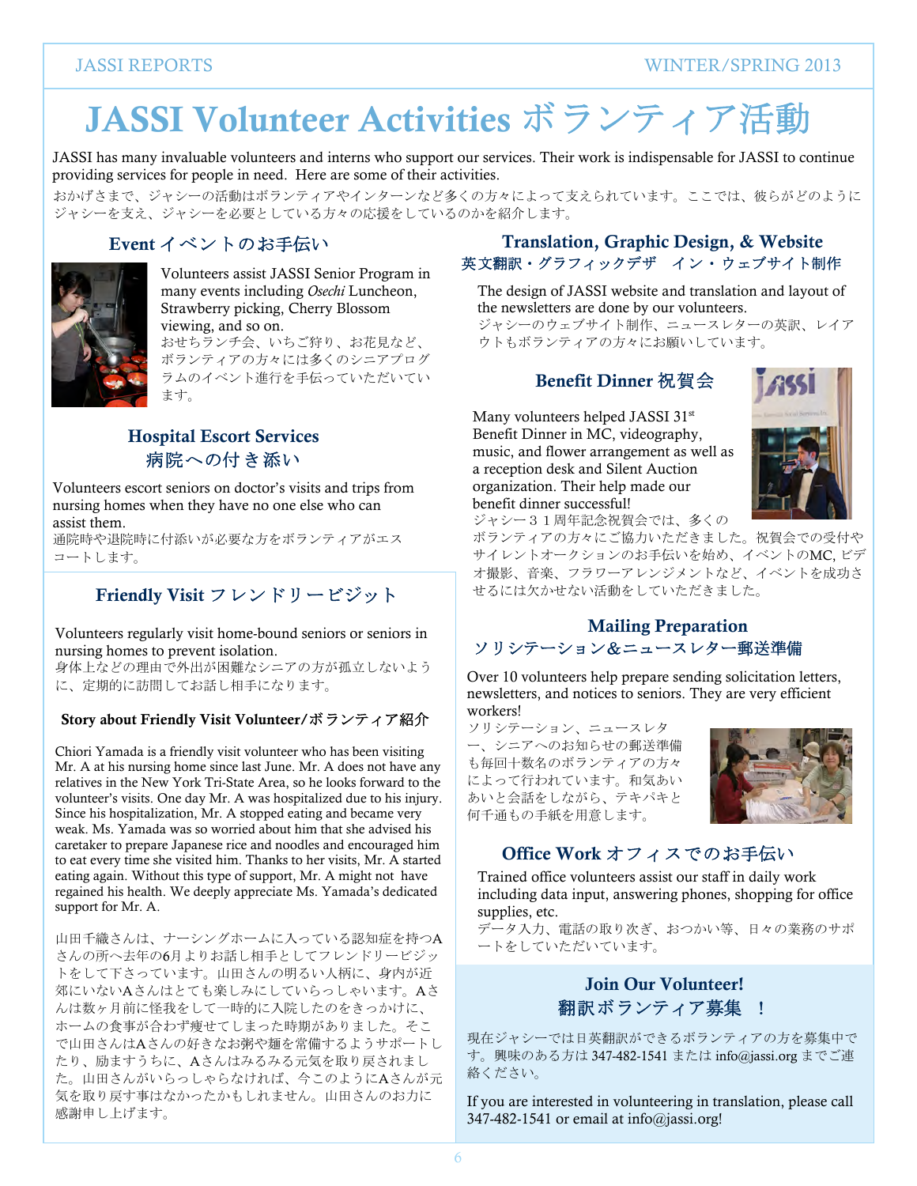# JASSI Volunteer Activities ボランティア活動

JASSI has many invaluable volunteers and interns who support our services. Their work is indispensable for JASSI to continue providing services for people in need. Here are some of their activities.

おかげさまで、ジャシーの活動はボランティアやインターンなど多くの方々によって支えられています。ここでは、彼らがどのようにジャシーを支え、ジャシーを必要としている方々の応援をしているのかを紹介します。

## Event イベントのお手伝い

Volunteers assist JASSI Senior Program in many events including *Osechi* Luncheon, Strawberry picking, Cherry Blossom viewing, and so on.

おせちランチ会、いちご狩り、お花見など、ボランティアの方々には多くのシニアプログラムのイベント進行を手伝っていただいています。

## Hospital Escort Services 病院への付き添い

Volunteers escort seniors on doctor's visits and trips from nursing homes when they have no one else who can assist them.

通院時や退院時に付添いが必要な方をボランティアがエスコートします。

## Friendly Visit フレンドリービジット

Volunteers regularly visit home-bound seniors or seniors in nursing homes to prevent isolation.

身体上などの理由で外出が困難なシニアの方が孤立しないように、定期的に訪問してお話し相手になります。

### Story about Friendly Visit Volunteer/ボランティア紹介

Chiori Yamada is a friendly visit volunteer who has been visiting Mr. A at his nursing home since last June. Mr. A does not have any relatives in the New York Tri-State Area, so he looks forward to the volunteer's visits. One day Mr. A was hospitalized due to his injury. Since his hospitalization, Mr. A stopped eating and became very weak. Ms. Yamada was so worried about him that she advised his caretaker to prepare Japanese rice and noodles and encouraged him to eat every time she visited him. Thanks to her visits, Mr. A started eating again. Without this type of support, Mr. A might not have regained his health. We deeply appreciate Ms. Yamada's dedicated support for Mr. A.

山田千織さんは、ナーシングホームに入っている認知症を持つAさんの所へ去年の6月よりお話し相手としてフレンドリービジットをして下さっています。山田さんの明るい人柄に、身内が近郊にいないAさんはとても楽しみにしていらっしゃいます。Aさんは数ヶ月前に怪我をして一時的に入院したのをきっかけに、ホームの食事が合わず痩せてしまった時期がありました。そこで山田さんはAさんの好きなお粥や麺を常備するようサポートしたり、励ますうちに、Aさんはみるみる元気を取り戻されました。山田さんがいらっしゃらなければ、今このようにAさんが元気を取り戻す事はなかったかもしれません。山田さんのお力に感謝申し上げます。

## Translation, Graphic Design, & Website 英文翻訳・グラフィックデザイン・ウェブサイト制作

The design of JASSI website and translation and layout of the newsletters are done by our volunteers.

ジャシーのウェブサイト制作、ニュースレターの英訳、レイアウトもボランティアの方々にお願いしています。

## Benefit Dinner 祝賀会

Many volunteers helped JASSI 31st Benefit Dinner in MC, videography, music, and flower arrangement as well as a reception desk and Silent Auction organization. Their help made our benefit dinner successful!

ジャシー３１周年記念祝賀会では、多くのボランティアの方々にご協力いただきました。祝賀会での受付やサイレントオークションのお手伝いを始め、イベントのMC, ビデオ撮影、音楽、フラワーアレンジメントなど、イベントを成功させるには欠かせない活動をしていただきました。

## Mailing Preparation ソリシテーション&ニュースレター郵送準備

Over 10 volunteers help prepare sending solicitation letters, newsletters, and notices to seniors. They are very efficient workers!

ソリシテーション、ニュースレター、シニアへのお知らせの郵送準備も毎回十数名のボランティアの方々によって行われています。和気あいあいと会話をしながら、テキパキと何千通もの手紙を用意します。

## Office Work オフィスでのお手伝い

Trained office volunteers assist our staff in daily work including data input, answering phones, shopping for office supplies, etc.

データ入力、電話の取り次ぎ、おつかい等、日々の業務のサポートをしていただいています。

## Join Our Volunteer! 翻訳ボランティア募集 ！

現在ジャシーでは日英翻訳ができるボランティアの方を募集中です。興味のある方は 347-482-1541 または info@jassi.org までご連絡ください。

If you are interested in volunteering in translation, please call 347-482-1541 or email at info@jassi.org!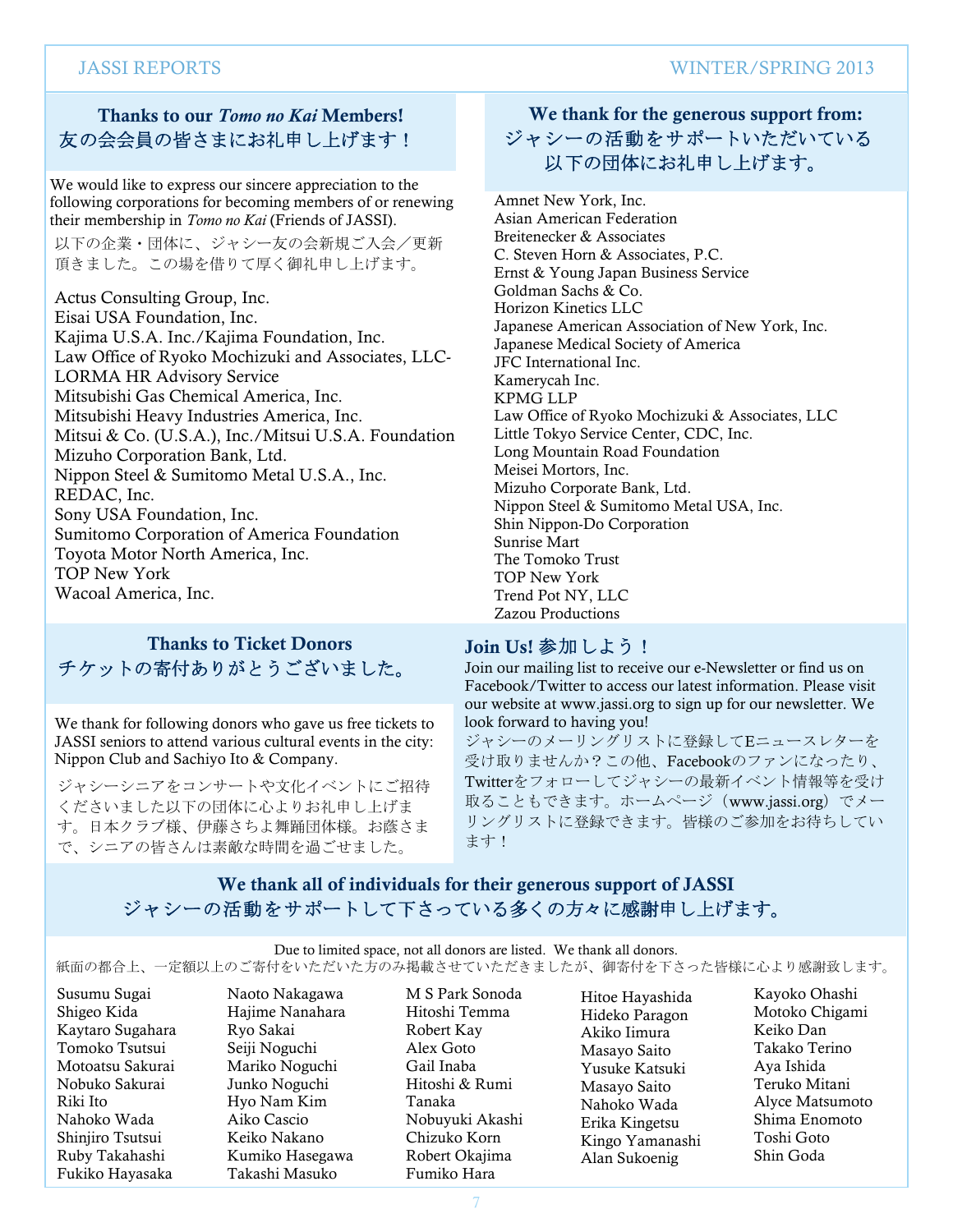## Thanks to our *Tomo no Kai* Members!
## 友の会会員の皆さまにお礼申し上げます！

We would like to express our sincere appreciation to the following corporations for becoming members of or renewing their membership in *Tomo no Kai* (Friends of JASSI).

以下の企業・団体に、ジャシー友の会新規ご入会／更新頂きました。この場を借りて厚く御礼申し上げます。

Actus Consulting Group, Inc.
Eisai USA Foundation, Inc.
Kajima U.S.A. Inc./Kajima Foundation, Inc.
Law Office of Ryoko Mochizuki and Associates, LLC-LORMA HR Advisory Service
Mitsubishi Gas Chemical America, Inc.
Mitsubishi Heavy Industries America, Inc.
Mitsui & Co. (U.S.A.), Inc./Mitsui U.S.A. Foundation
Mizuho Corporation Bank, Ltd.
Nippon Steel & Sumitomo Metal U.S.A., Inc.
REDAC, Inc.
Sony USA Foundation, Inc.
Sumitomo Corporation of America Foundation
Toyota Motor North America, Inc.
TOP New York
Wacoal America, Inc.

## We thank for the generous support from:
## ジャシーの活動をサポートいただいている以下の団体にお礼申し上げます。

Amnet New York, Inc.
Asian American Federation
Breitenecker & Associates
C. Steven Horn & Associates, P.C.
Ernst & Young Japan Business Service
Goldman Sachs & Co.
Horizon Kinetics LLC
Japanese American Association of New York, Inc.
Japanese Medical Society of America
JFC International Inc.
Kamerycah Inc.
KPMG LLP
Law Office of Ryoko Mochizuki & Associates, LLC
Little Tokyo Service Center, CDC, Inc.
Long Mountain Road Foundation
Meisei Mortors, Inc.
Mizuho Corporate Bank, Ltd.
Nippon Steel & Sumitomo Metal USA, Inc.
Shin Nippon-Do Corporation
Sunrise Mart
The Tomoko Trust
TOP New York
Trend Pot NY, LLC
Zazou Productions

## Thanks to Ticket Donors
## チケットの寄付ありがとうございました。

We thank for following donors who gave us free tickets to JASSI seniors to attend various cultural events in the city: Nippon Club and Sachiyo Ito & Company.

ジャシーシニアをコンサートや文化イベントにご招待くださいました以下の団体に心よりお礼申し上げます。日本クラブ様、伊藤さちよ舞踊団体様。お蔭さまで、シニアの皆さんは素敵な時間を過ごせました。

## Join Us! 参加しよう！

Join our mailing list to receive our e-Newsletter or find us on Facebook/Twitter to access our latest information. Please visit our website at www.jassi.org to sign up for our newsletter. We look forward to having you!

ジャシーのメーリングリストに登録してEニュースレターを受け取りませんか？この他、Facebookのファンになったり、Twitterをフォローしてジャシーの最新イベント情報等を受け取ることもできます。ホームページ（www.jassi.org）でメーリングリストに登録できます。皆様のご参加をお待ちしています！

## We thank all of individuals for their generous support of JASSI
## ジャシーの活動をサポートして下さっている多くの方々に感謝申し上げます。

Due to limited space, not all donors are listed. We thank all donors.
紙面の都合上、一定額以上のご寄付をいただいた方のみ掲載させていただきましたが、御寄付を下さった皆様に心より感謝致します。

Susumu Sugai
Shigeo Kida
Kaytaro Sugahara
Tomoko Tsutsui
Motoatsu Sakurai
Nobuko Sakurai
Riki Ito
Nahoko Wada
Shinjiro Tsutsui
Ruby Takahashi
Fukiko Hayasaka
Naoto Nakagawa
Hajime Nanahara
Ryo Sakai
Seiji Noguchi
Mariko Noguchi
Junko Noguchi
Hyo Nam Kim
Aiko Cascio
Keiko Nakano
Kumiko Hasegawa
Takashi Masuko
M S Park Sonoda
Hitoshi Temma
Robert Kay
Alex Goto
Gail Inaba
Hitoshi & Rumi Tanaka
Nobuyuki Akashi
Chizuko Korn
Robert Okajima
Fumiko Hara
Hitoe Hayashida
Hideko Paragon
Akiko Iimura
Masayo Saito
Yusuke Katsuki
Masayo Saito
Nahoko Wada
Erika Kingetsu
Kingo Yamanashi
Alan Sukoenig
Kayoko Ohashi
Motoko Chigami
Keiko Dan
Takako Terino
Aya Ishida
Teruko Mitani
Alyce Matsumoto
Shima Enomoto
Toshi Goto
Shin Goda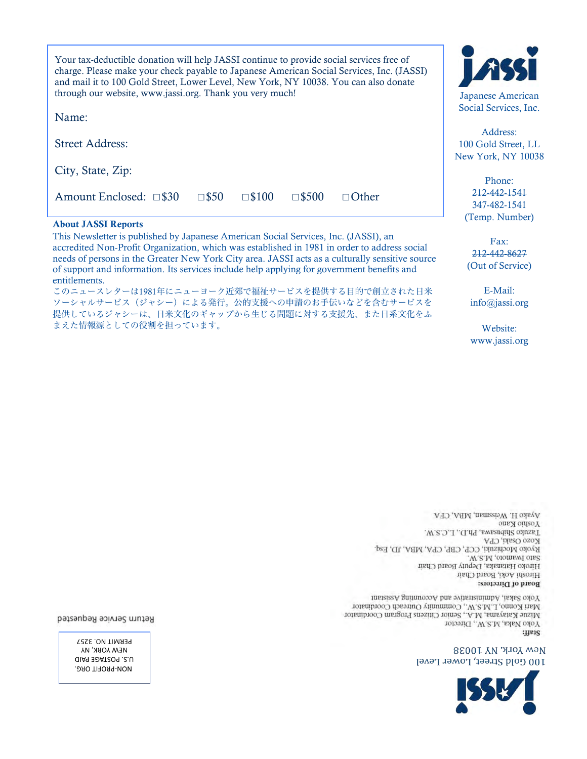Your tax-deductible donation will help JASSI continue to provide social services free of charge. Please make your check payable to Japanese American Social Services, Inc. (JASSI) and mail it to 100 Gold Street, Lower Level, New York, NY 10038. You can also donate through our website, www.jassi.org. Thank you very much!

Name:

Street Address:

City, State, Zip:

Amount Enclosed: □$30 □$50 □$100 □$500 □Other

**About JASSI Reports**

This Newsletter is published by Japanese American Social Services, Inc. (JASSI), an accredited Non-Profit Organization, which was established in 1981 in order to address social needs of persons in the Greater New York City area. JASSI acts as a culturally sensitive source of support and information. Its services include help applying for government benefits and entitlements.

このニュースレターは1981年にニューヨーク近郊で福祉サービスを提供する目的で創立された日米ソーシャルサービス（ジャシー）による発行。公的支援への申請のお手伝いなどを含むサービスを提供しているジャシーは、日米文化のギャップから生じる問題に対する支援先、また日系文化をふまえた情報源としての役割を担っています。

jassi

Japanese American Social Services, Inc.

Address:
100 Gold Street, LL
New York, NY 10038

Phone:
~~212-442-1541~~
347-482-1541
(Temp. Number)

Fax:
~~212-442-8627~~
(Out of Service)

E-Mail:
info@jassi.org

Website:
www.jassi.org

jassi

100 Gold Street, Lower Level
New York, NY 10038

**Staff:**
Yoko Naka, M.S.W., Director
Mizue Katayama, M.A., Senior Citizens Program Coordinator
Mari Kono, L.M.S.W., Community Outreach Coordinator
Yoko Sakai, Administrative and Accounting Assistant

**Board of Directors:**
Hiroshi Aoki, Board Chair
Hiroko Hatanaka, Deputy Board Chair
Sato Iwamoto, M.S.W.
Ryoko Mochizuki, CCP, CBP, CPA, MBA, JD, Esq.
Kozo Osaki, CPA
Tazuko Shibusawa, Ph.D., L.C.S.W.
Yoshio Kano
Ayako H. Weissman, MBA, CPA

Return Service Requested

NON-PROFIT ORG.
U.S. POSTAGE PAID
NEW YORK, NY
PERMIT NO. 3257